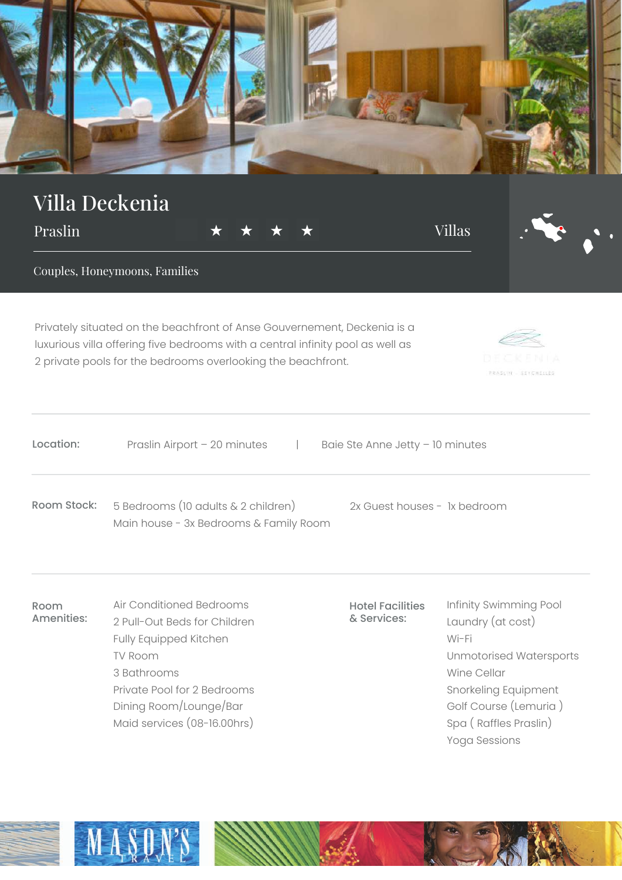# Villa Deckenia

Praslin ★ ★ ★ ★ Villas

Couples, Honeymoons, Families

Privately situated on the beachfront of Anse Gouvernement, Deckenia is a luxurious villa offering five bedrooms with a central infinity pool as well as 2 private pools for the bedrooms overlooking the beachfront.

**Location:** Praslin Airport – 20 minutes | Baie Ste Anne Jetty – 10 minutes

**Room Stock:**

5 Bedrooms (10 adults & 2 children)
Main house - 3x Bedrooms & Family Room
2x Guest houses - 1x bedroom

**Room Amenities:**

- Air Conditioned Bedrooms
- 2 Pull-Out Beds for Children
- Fully Equipped Kitchen
- TV Room
- 3 Bathrooms
- Private Pool for 2 Bedrooms
- Dining Room/Lounge/Bar
- Maid services (08-16.00hrs)

**Hotel Facilities & Services:**

- Infinity Swimming Pool
- Laundry (at cost)
- Wi-Fi
- Unmotorised Watersports
- Wine Cellar
- Snorkeling Equipment
- Golf Course (Lemuria )
- Spa ( Raffles Praslin)
- Yoga Sessions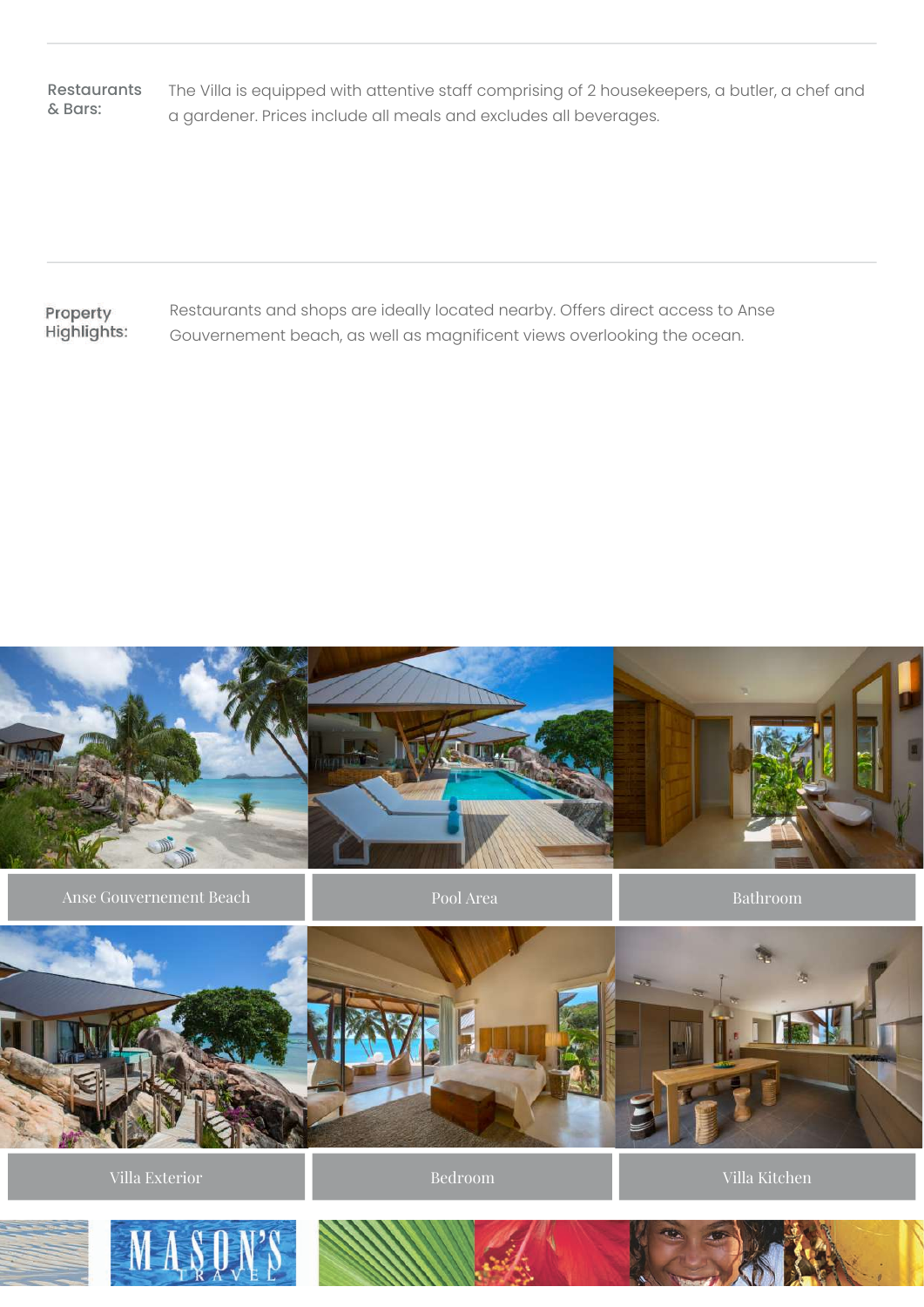**Restaurants & Bars:** The Villa is equipped with attentive staff comprising of 2 housekeepers, a butler, a chef and a gardener. Prices include all meals and excludes all beverages.

**Property Highlights:** Restaurants and shops are ideally located nearby. Offers direct access to Anse Gouvernement beach, as well as magnificent views overlooking the ocean.

Anse Gouvernement Beach

Pool Area

Bathroom

Villa Exterior

Bedroom

Villa Kitchen

MASON'S TRAVEL